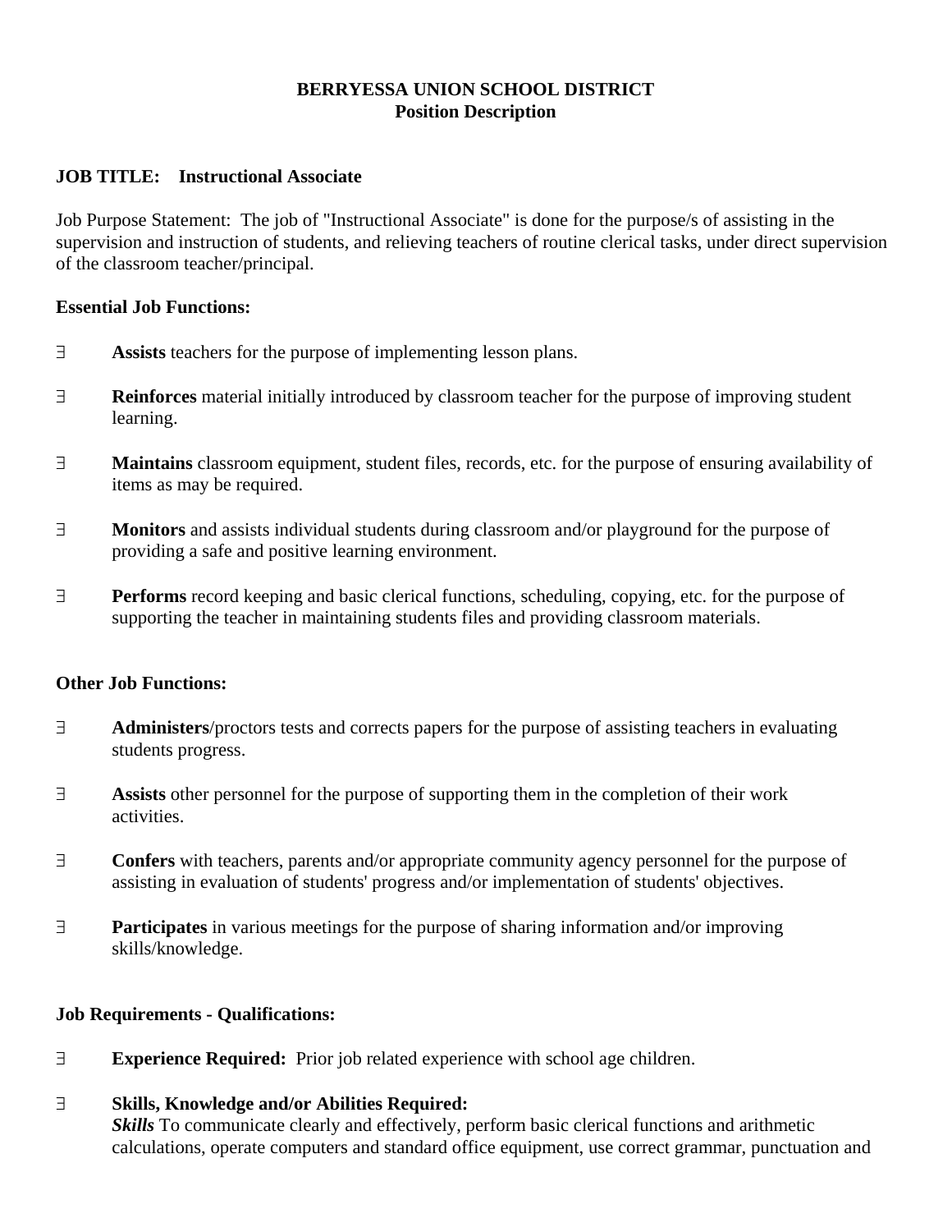**BERRYESSA UNION SCHOOL DISTRICT**
**Position Description**

**JOB TITLE: Instructional Associate**

Job Purpose Statement: The job of "Instructional Associate" is done for the purpose/s of assisting in the supervision and instruction of students, and relieving teachers of routine clerical tasks, under direct supervision of the classroom teacher/principal.

**Essential Job Functions:**

- **Assists** teachers for the purpose of implementing lesson plans.
- **Reinforces** material initially introduced by classroom teacher for the purpose of improving student learning.
- **Maintains** classroom equipment, student files, records, etc. for the purpose of ensuring availability of items as may be required.
- **Monitors** and assists individual students during classroom and/or playground for the purpose of providing a safe and positive learning environment.
- **Performs** record keeping and basic clerical functions, scheduling, copying, etc. for the purpose of supporting the teacher in maintaining students files and providing classroom materials.

**Other Job Functions:**

- **Administers**/proctors tests and corrects papers for the purpose of assisting teachers in evaluating students progress.
- **Assists** other personnel for the purpose of supporting them in the completion of their work activities.
- **Confers** with teachers, parents and/or appropriate community agency personnel for the purpose of assisting in evaluation of students' progress and/or implementation of students' objectives.
- **Participates** in various meetings for the purpose of sharing information and/or improving skills/knowledge.

**Job Requirements - Qualifications:**

- **Experience Required:** Prior job related experience with school age children.
- **Skills, Knowledge and/or Abilities Required:**
  ***Skills*** To communicate clearly and effectively, perform basic clerical functions and arithmetic calculations, operate computers and standard office equipment, use correct grammar, punctuation and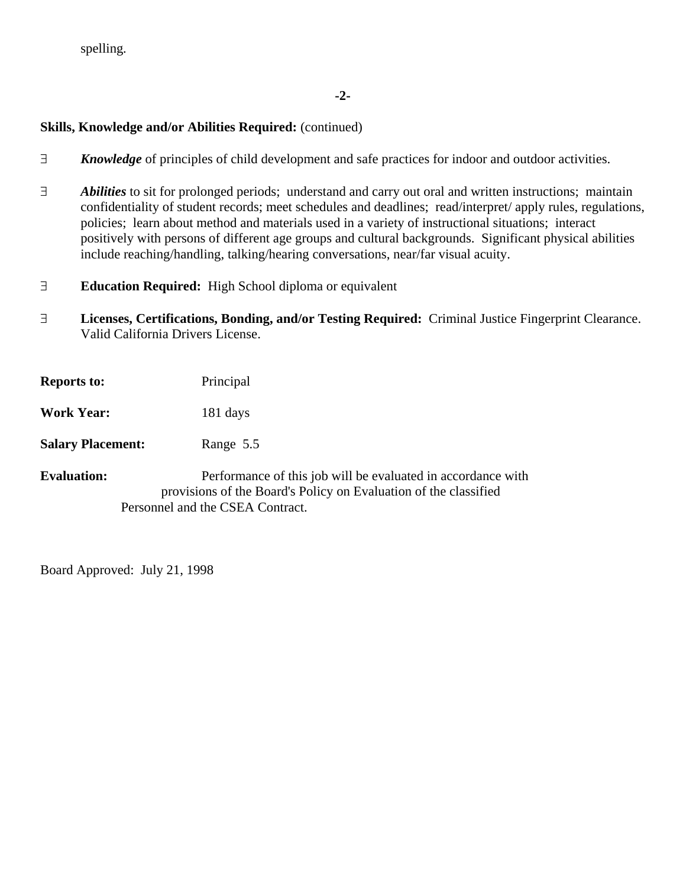spelling.

**Skills, Knowledge and/or Abilities Required:** (continued)

- ***Knowledge*** of principles of child development and safe practices for indoor and outdoor activities.

- ***Abilities*** to sit for prolonged periods; understand and carry out oral and written instructions; maintain confidentiality of student records; meet schedules and deadlines; read/interpret/ apply rules, regulations, policies; learn about method and materials used in a variety of instructional situations; interact positively with persons of different age groups and cultural backgrounds. Significant physical abilities include reaching/handling, talking/hearing conversations, near/far visual acuity.

- **Education Required:** High School diploma or equivalent

- **Licenses, Certifications, Bonding, and/or Testing Required:** Criminal Justice Fingerprint Clearance. Valid California Drivers License.

**Reports to:** Principal

**Work Year:** 181 days

**Salary Placement:** Range 5.5

**Evaluation:** Performance of this job will be evaluated in accordance with provisions of the Board's Policy on Evaluation of the classified Personnel and the CSEA Contract.

Board Approved: July 21, 1998